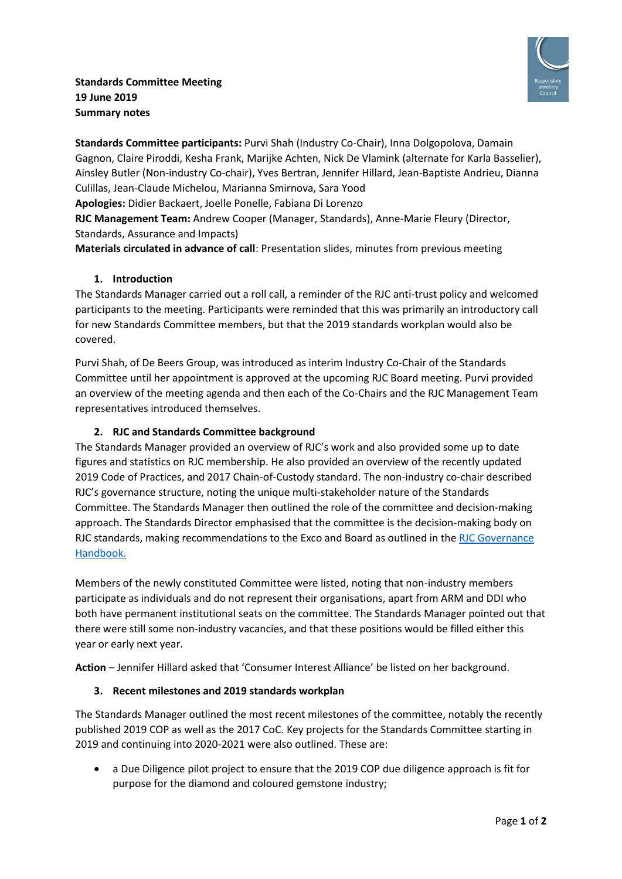**Standards Committee Meeting**
**19 June 2019**
**Summary notes**

**Standards Committee participants:** Purvi Shah (Industry Co-Chair), Inna Dolgopolova, Damain Gagnon, Claire Piroddi, Kesha Frank, Marijke Achten, Nick De Vlamink (alternate for Karla Basselier), Ainsley Butler (Non-industry Co-chair), Yves Bertran, Jennifer Hillard, Jean-Baptiste Andrieu, Dianna Culillas, Jean-Claude Michelou, Marianna Smirnova, Sara Yood
**Apologies:** Didier Backaert, Joelle Ponelle, Fabiana Di Lorenzo
**RJC Management Team:** Andrew Cooper (Manager, Standards), Anne-Marie Fleury (Director, Standards, Assurance and Impacts)
**Materials circulated in advance of call**: Presentation slides, minutes from previous meeting

1. **Introduction**

The Standards Manager carried out a roll call, a reminder of the RJC anti-trust policy and welcomed participants to the meeting. Participants were reminded that this was primarily an introductory call for new Standards Committee members, but that the 2019 standards workplan would also be covered.

Purvi Shah, of De Beers Group, was introduced as interim Industry Co-Chair of the Standards Committee until her appointment is approved at the upcoming RJC Board meeting. Purvi provided an overview of the meeting agenda and then each of the Co-Chairs and the RJC Management Team representatives introduced themselves.

2. **RJC and Standards Committee background**

The Standards Manager provided an overview of RJC's work and also provided some up to date figures and statistics on RJC membership. He also provided an overview of the recently updated 2019 Code of Practices, and 2017 Chain-of-Custody standard. The non-industry co-chair described RJC's governance structure, noting the unique multi-stakeholder nature of the Standards Committee. The Standards Manager then outlined the role of the committee and decision-making approach. The Standards Director emphasised that the committee is the decision-making body on RJC standards, making recommendations to the Exco and Board as outlined in the RJC Governance Handbook.

Members of the newly constituted Committee were listed, noting that non-industry members participate as individuals and do not represent their organisations, apart from ARM and DDI who both have permanent institutional seats on the committee. The Standards Manager pointed out that there were still some non-industry vacancies, and that these positions would be filled either this year or early next year.

**Action** – Jennifer Hillard asked that 'Consumer Interest Alliance' be listed on her background.

3. **Recent milestones and 2019 standards workplan**

The Standards Manager outlined the most recent milestones of the committee, notably the recently published 2019 COP as well as the 2017 CoC. Key projects for the Standards Committee starting in 2019 and continuing into 2020-2021 were also outlined. These are:

- a Due Diligence pilot project to ensure that the 2019 COP due diligence approach is fit for purpose for the diamond and coloured gemstone industry;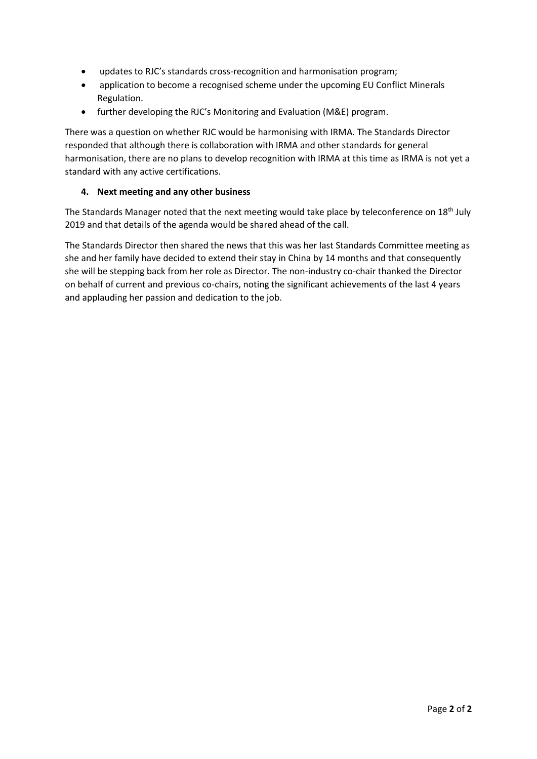- updates to RJC's standards cross-recognition and harmonisation program;
- application to become a recognised scheme under the upcoming EU Conflict Minerals Regulation.
- further developing the RJC's Monitoring and Evaluation (M&E) program.

There was a question on whether RJC would be harmonising with IRMA. The Standards Director responded that although there is collaboration with IRMA and other standards for general harmonisation, there are no plans to develop recognition with IRMA at this time as IRMA is not yet a standard with any active certifications.

**4. Next meeting and any other business**

The Standards Manager noted that the next meeting would take place by teleconference on 18th July 2019 and that details of the agenda would be shared ahead of the call.

The Standards Director then shared the news that this was her last Standards Committee meeting as she and her family have decided to extend their stay in China by 14 months and that consequently she will be stepping back from her role as Director. The non-industry co-chair thanked the Director on behalf of current and previous co-chairs, noting the significant achievements of the last 4 years and applauding her passion and dedication to the job.